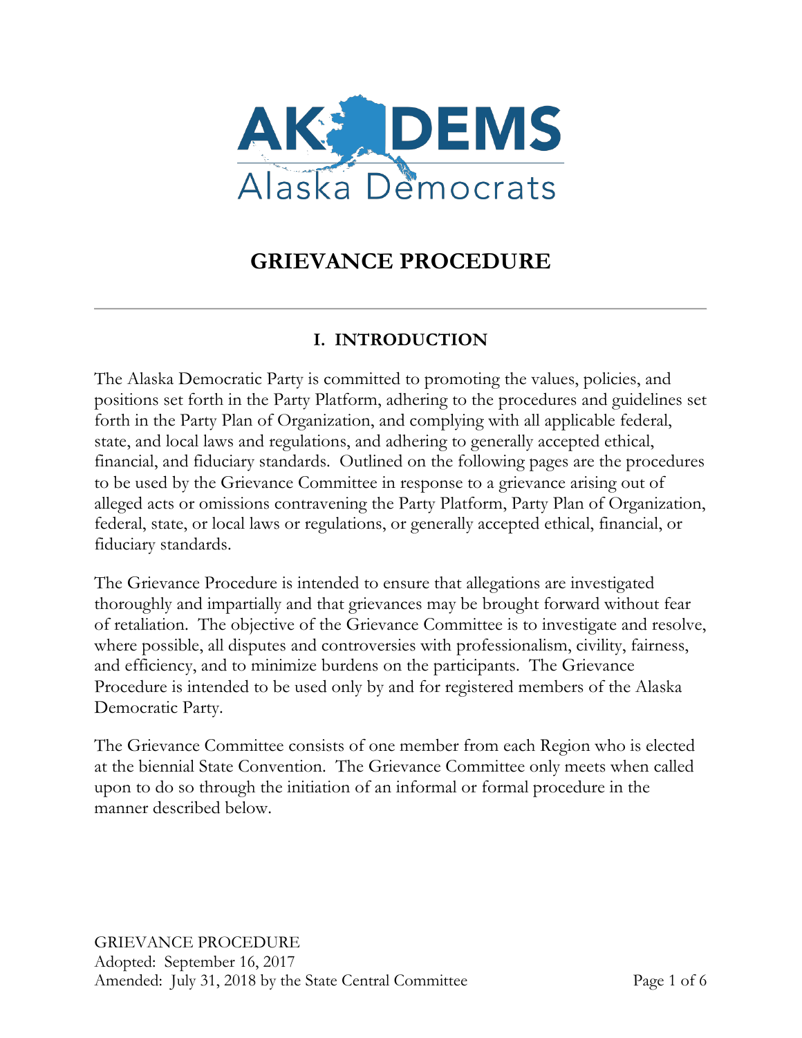# GRIEVANCE PROCEDURE

## I. INTRODUCTION

The Alaska Democratic Party is committed to promoting the values, policies, and positions set forth in the Party Platform, adhering to the procedures and guidelines set forth in the Party Plan of Organization, and complying with all applicable federal, state, and local laws and regulations, and adhering to generally accepted ethical, financial, and fiduciary standards. Outlined on the following pages are the procedures to be used by the Grievance Committee in response to a grievance arising out of alleged acts or omissions contravening the Party Platform, Party Plan of Organization, federal, state, or local laws or regulations, or generally accepted ethical, financial, or fiduciary standards.

The Grievance Procedure is intended to ensure that allegations are investigated thoroughly and impartially and that grievances may be brought forward without fear of retaliation. The objective of the Grievance Committee is to investigate and resolve, where possible, all disputes and controversies with professionalism, civility, fairness, and efficiency, and to minimize burdens on the participants. The Grievance Procedure is intended to be used only by and for registered members of the Alaska Democratic Party.

The Grievance Committee consists of one member from each Region who is elected at the biennial State Convention. The Grievance Committee only meets when called upon to do so through the initiation of an informal or formal procedure in the manner described below.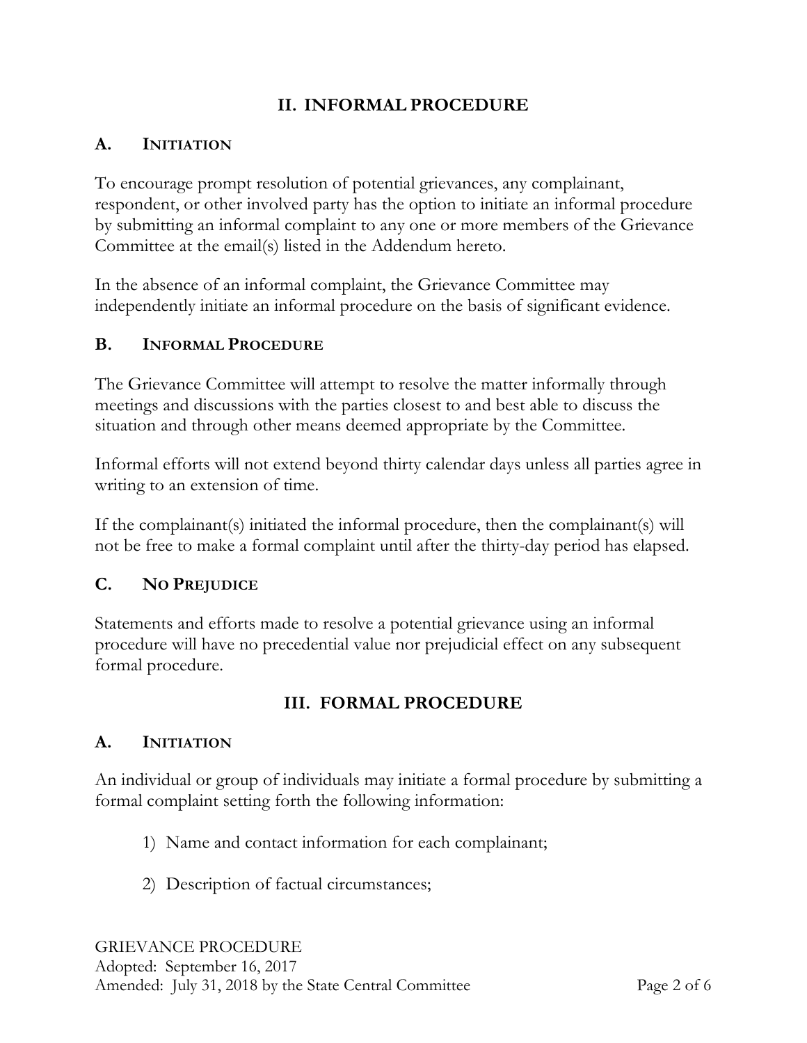## II. INFORMAL PROCEDURE

### A. Initiation

To encourage prompt resolution of potential grievances, any complainant, respondent, or other involved party has the option to initiate an informal procedure by submitting an informal complaint to any one or more members of the Grievance Committee at the email(s) listed in the Addendum hereto.

In the absence of an informal complaint, the Grievance Committee may independently initiate an informal procedure on the basis of significant evidence.

### B. Informal Procedure

The Grievance Committee will attempt to resolve the matter informally through meetings and discussions with the parties closest to and best able to discuss the situation and through other means deemed appropriate by the Committee.

Informal efforts will not extend beyond thirty calendar days unless all parties agree in writing to an extension of time.

If the complainant(s) initiated the informal procedure, then the complainant(s) will not be free to make a formal complaint until after the thirty-day period has elapsed.

### C. No Prejudice

Statements and efforts made to resolve a potential grievance using an informal procedure will have no precedential value nor prejudicial effect on any subsequent formal procedure.

## III. FORMAL PROCEDURE

### A. Initiation

An individual or group of individuals may initiate a formal procedure by submitting a formal complaint setting forth the following information:

1) Name and contact information for each complainant;

2) Description of factual circumstances;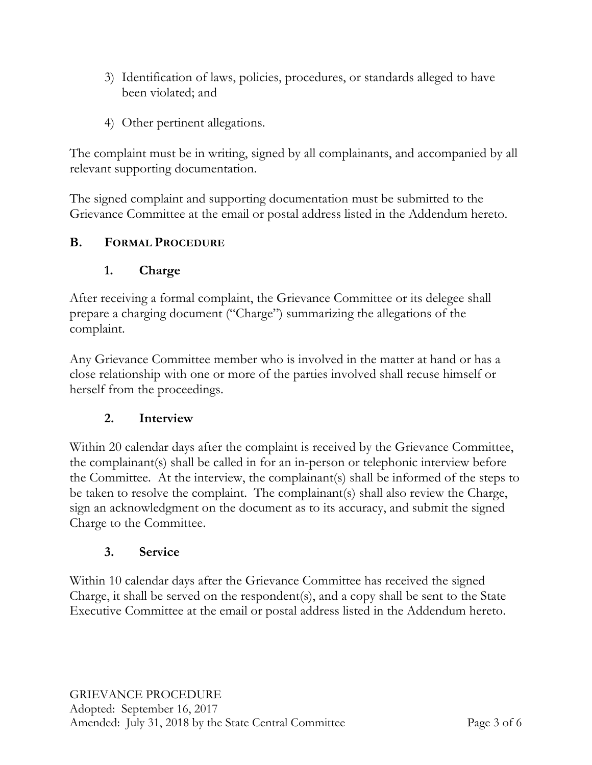3) Identification of laws, policies, procedures, or standards alleged to have been violated; and

4) Other pertinent allegations.

The complaint must be in writing, signed by all complainants, and accompanied by all relevant supporting documentation.

The signed complaint and supporting documentation must be submitted to the Grievance Committee at the email or postal address listed in the Addendum hereto.

## B. FORMAL PROCEDURE

### 1. Charge

After receiving a formal complaint, the Grievance Committee or its delegee shall prepare a charging document ("Charge") summarizing the allegations of the complaint.

Any Grievance Committee member who is involved in the matter at hand or has a close relationship with one or more of the parties involved shall recuse himself or herself from the proceedings.

### 2. Interview

Within 20 calendar days after the complaint is received by the Grievance Committee, the complainant(s) shall be called in for an in-person or telephonic interview before the Committee. At the interview, the complainant(s) shall be informed of the steps to be taken to resolve the complaint. The complainant(s) shall also review the Charge, sign an acknowledgment on the document as to its accuracy, and submit the signed Charge to the Committee.

### 3. Service

Within 10 calendar days after the Grievance Committee has received the signed Charge, it shall be served on the respondent(s), and a copy shall be sent to the State Executive Committee at the email or postal address listed in the Addendum hereto.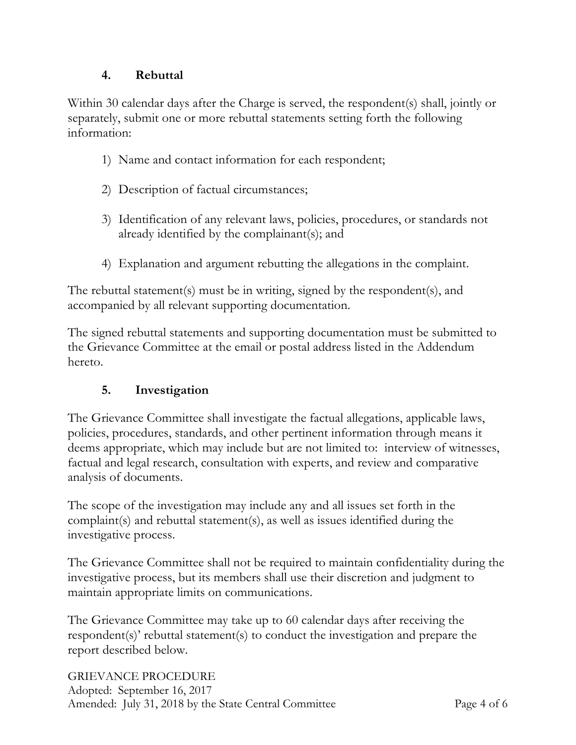## 4. Rebuttal

Within 30 calendar days after the Charge is served, the respondent(s) shall, jointly or separately, submit one or more rebuttal statements setting forth the following information:

1) Name and contact information for each respondent;

2) Description of factual circumstances;

3) Identification of any relevant laws, policies, procedures, or standards not already identified by the complainant(s); and

4) Explanation and argument rebutting the allegations in the complaint.

The rebuttal statement(s) must be in writing, signed by the respondent(s), and accompanied by all relevant supporting documentation.

The signed rebuttal statements and supporting documentation must be submitted to the Grievance Committee at the email or postal address listed in the Addendum hereto.

## 5. Investigation

The Grievance Committee shall investigate the factual allegations, applicable laws, policies, procedures, standards, and other pertinent information through means it deems appropriate, which may include but are not limited to: interview of witnesses, factual and legal research, consultation with experts, and review and comparative analysis of documents.

The scope of the investigation may include any and all issues set forth in the complaint(s) and rebuttal statement(s), as well as issues identified during the investigative process.

The Grievance Committee shall not be required to maintain confidentiality during the investigative process, but its members shall use their discretion and judgment to maintain appropriate limits on communications.

The Grievance Committee may take up to 60 calendar days after receiving the respondent(s)' rebuttal statement(s) to conduct the investigation and prepare the report described below.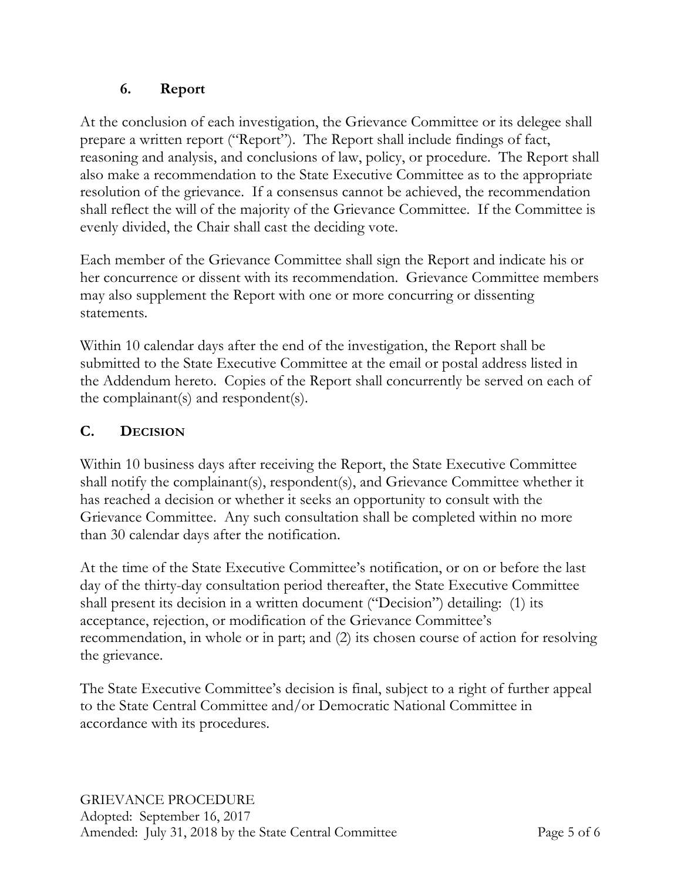### 6. Report

At the conclusion of each investigation, the Grievance Committee or its delegee shall prepare a written report ("Report"). The Report shall include findings of fact, reasoning and analysis, and conclusions of law, policy, or procedure. The Report shall also make a recommendation to the State Executive Committee as to the appropriate resolution of the grievance. If a consensus cannot be achieved, the recommendation shall reflect the will of the majority of the Grievance Committee. If the Committee is evenly divided, the Chair shall cast the deciding vote.

Each member of the Grievance Committee shall sign the Report and indicate his or her concurrence or dissent with its recommendation. Grievance Committee members may also supplement the Report with one or more concurring or dissenting statements.

Within 10 calendar days after the end of the investigation, the Report shall be submitted to the State Executive Committee at the email or postal address listed in the Addendum hereto. Copies of the Report shall concurrently be served on each of the complainant(s) and respondent(s).

## C. Decision

Within 10 business days after receiving the Report, the State Executive Committee shall notify the complainant(s), respondent(s), and Grievance Committee whether it has reached a decision or whether it seeks an opportunity to consult with the Grievance Committee. Any such consultation shall be completed within no more than 30 calendar days after the notification.

At the time of the State Executive Committee's notification, or on or before the last day of the thirty-day consultation period thereafter, the State Executive Committee shall present its decision in a written document ("Decision") detailing: (1) its acceptance, rejection, or modification of the Grievance Committee's recommendation, in whole or in part; and (2) its chosen course of action for resolving the grievance.

The State Executive Committee's decision is final, subject to a right of further appeal to the State Central Committee and/or Democratic National Committee in accordance with its procedures.

GRIEVANCE PROCEDURE
Adopted: September 16, 2017
Amended: July 31, 2018 by the State Central Committee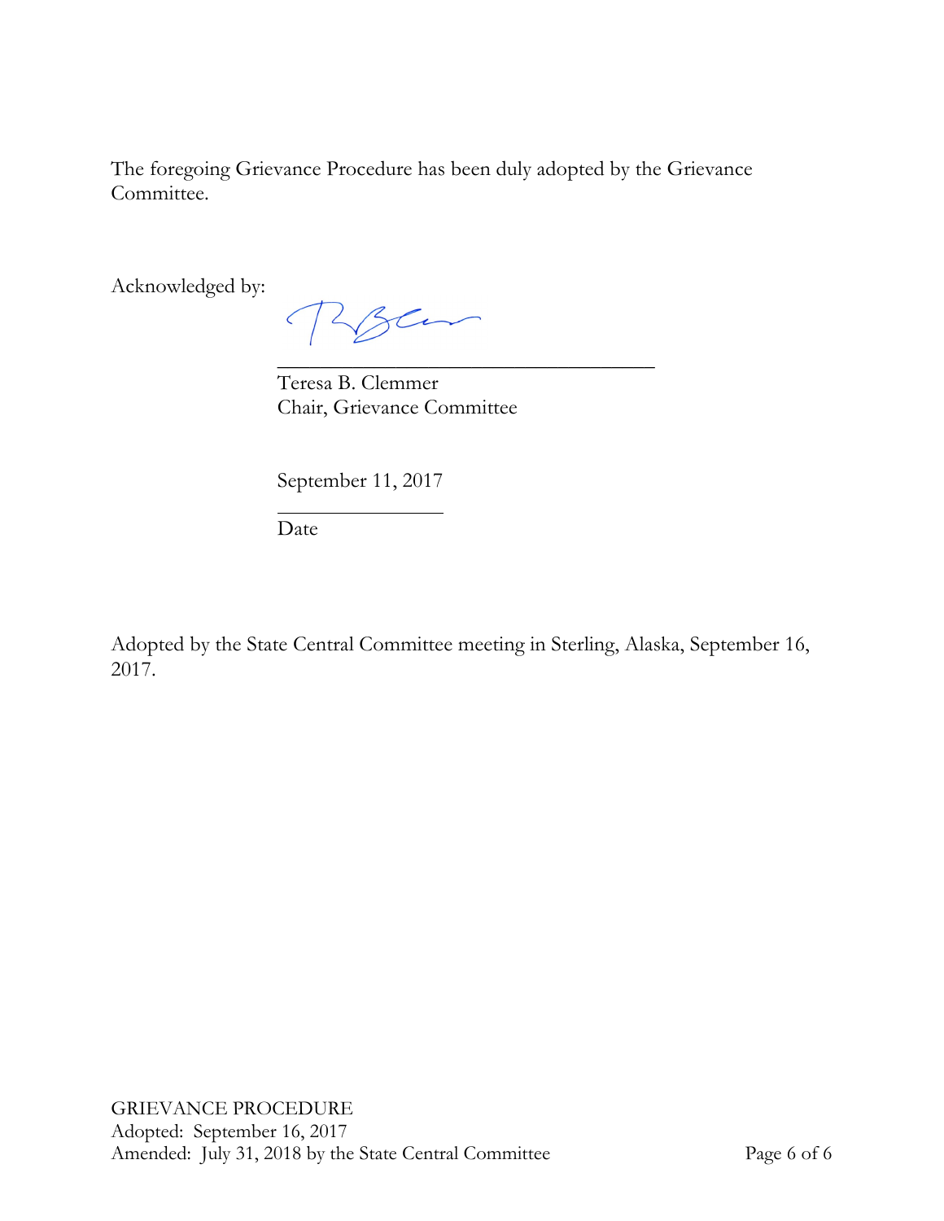The foregoing Grievance Procedure has been duly adopted by the Grievance Committee.

Acknowledged by:

\_\_\_\_\_\_\_\_\_\_\_\_\_\_\_\_\_\_\_\_\_\_\_\_\_\_\_\_\_\_\_\_\_\_\_\_
Teresa B. Clemmer
Chair, Grievance Committee

September 11, 2017
\_\_\_\_\_\_\_\_\_\_\_\_\_\_\_\_
Date

Adopted by the State Central Committee meeting in Sterling, Alaska, September 16, 2017.

GRIEVANCE PROCEDURE
Adopted: September 16, 2017
Amended: July 31, 2018 by the State Central Committee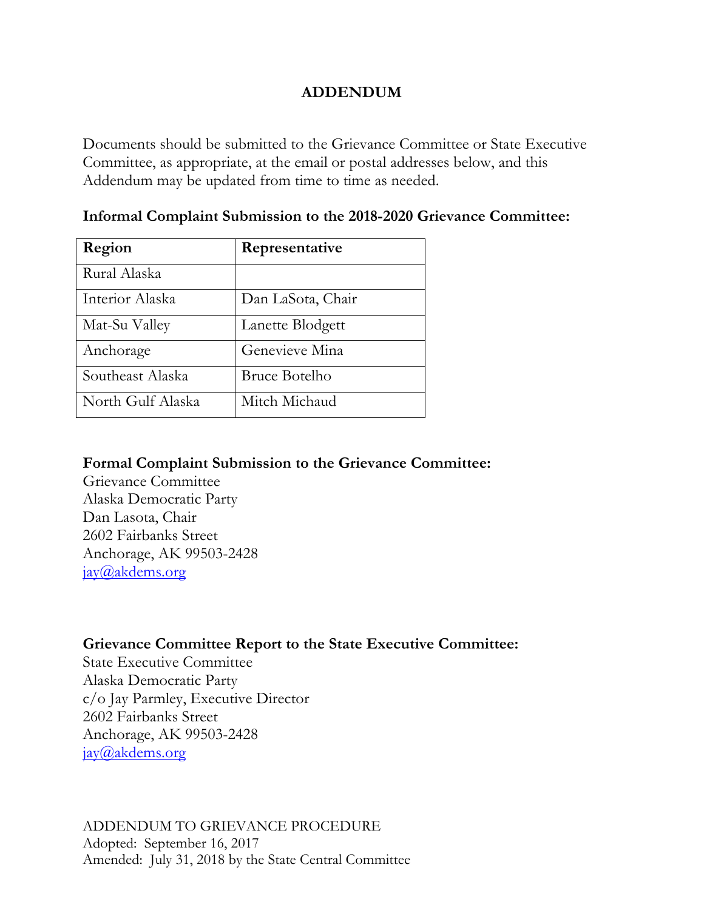# ADDENDUM

Documents should be submitted to the Grievance Committee or State Executive Committee, as appropriate, at the email or postal addresses below, and this Addendum may be updated from time to time as needed.

**Informal Complaint Submission to the 2018-2020 Grievance Committee:**

| Region | Representative |
|---|---|
| Rural Alaska | |
| Interior Alaska | Dan LaSota, Chair |
| Mat-Su Valley | Lanette Blodgett |
| Anchorage | Genevieve Mina |
| Southeast Alaska | Bruce Botelho |
| North Gulf Alaska | Mitch Michaud |

**Formal Complaint Submission to the Grievance Committee:**
Grievance Committee
Alaska Democratic Party
Dan Lasota, Chair
2602 Fairbanks Street
Anchorage, AK 99503-2428
jay@akdems.org

**Grievance Committee Report to the State Executive Committee:**
State Executive Committee
Alaska Democratic Party
c/o Jay Parmley, Executive Director
2602 Fairbanks Street
Anchorage, AK 99503-2428
jay@akdems.org

ADDENDUM TO GRIEVANCE PROCEDURE
Adopted: September 16, 2017
Amended: July 31, 2018 by the State Central Committee